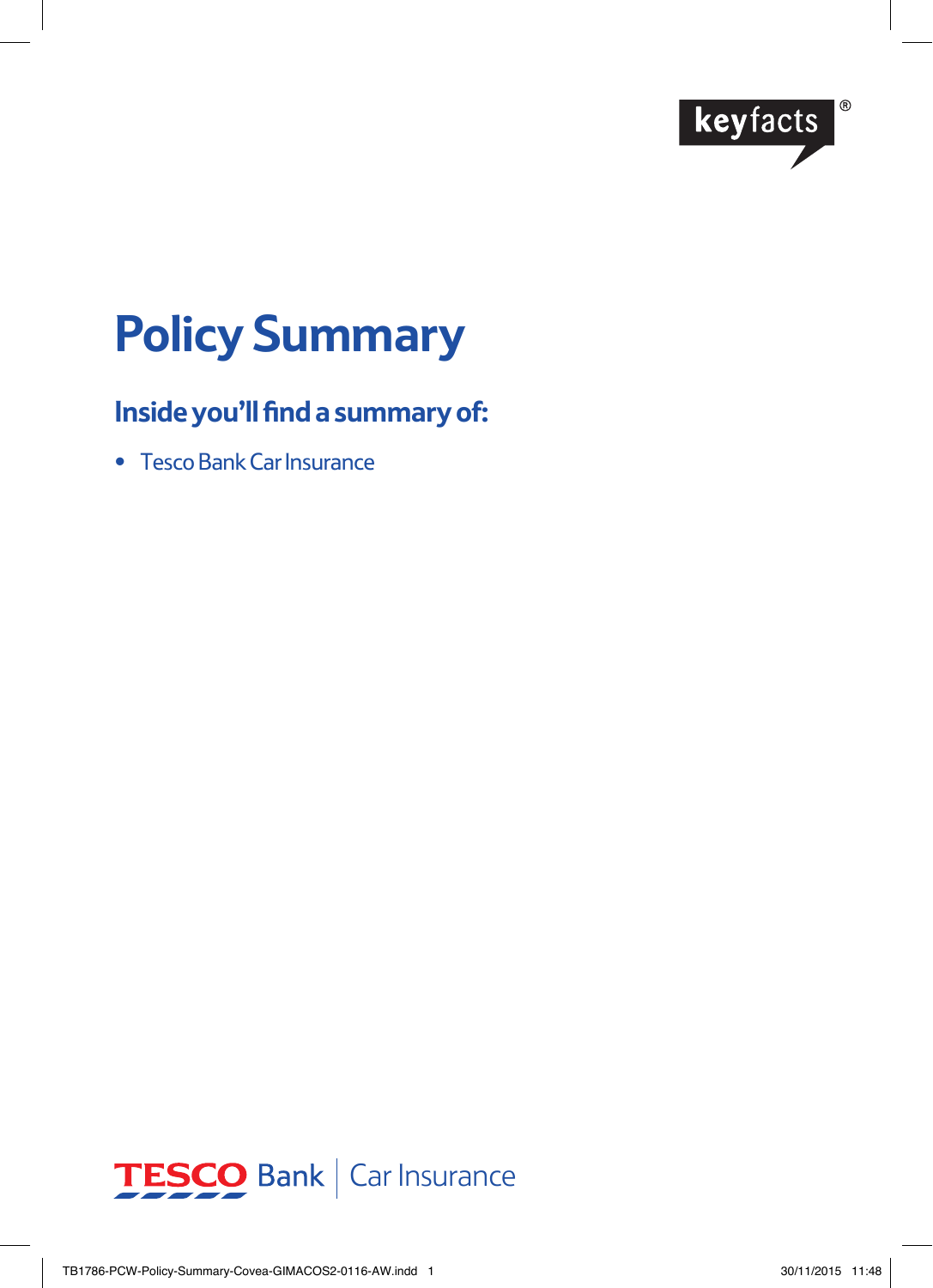keyfacts®

# Policy Summary

## Inside you'll find a summary of:

- Tesco Bank Car Insurance

TESCO Bank | Car Insurance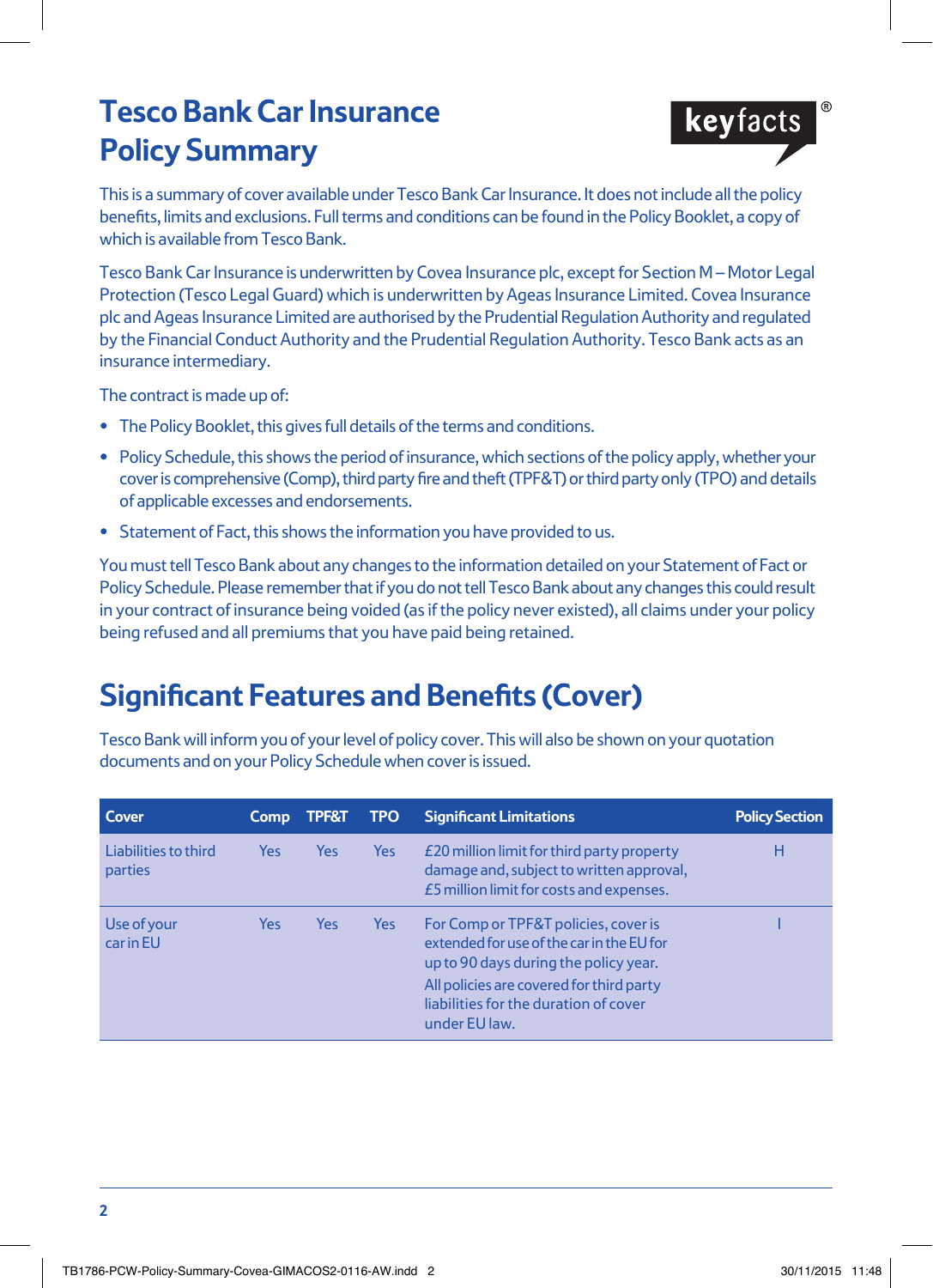# Tesco Bank Car Insurance Policy Summary

keyfacts®

This is a summary of cover available under Tesco Bank Car Insurance. It does not include all the policy benefits, limits and exclusions. Full terms and conditions can be found in the Policy Booklet, a copy of which is available from Tesco Bank.

Tesco Bank Car Insurance is underwritten by Covea Insurance plc, except for Section M – Motor Legal Protection (Tesco Legal Guard) which is underwritten by Ageas Insurance Limited. Covea Insurance plc and Ageas Insurance Limited are authorised by the Prudential Regulation Authority and regulated by the Financial Conduct Authority and the Prudential Regulation Authority. Tesco Bank acts as an insurance intermediary.

The contract is made up of:

- The Policy Booklet, this gives full details of the terms and conditions.
- Policy Schedule, this shows the period of insurance, which sections of the policy apply, whether your cover is comprehensive (Comp), third party fire and theft (TPF&T) or third party only (TPO) and details of applicable excesses and endorsements.
- Statement of Fact, this shows the information you have provided to us.

You must tell Tesco Bank about any changes to the information detailed on your Statement of Fact or Policy Schedule. Please remember that if you do not tell Tesco Bank about any changes this could result in your contract of insurance being voided (as if the policy never existed), all claims under your policy being refused and all premiums that you have paid being retained.

## Significant Features and Benefits (Cover)

Tesco Bank will inform you of your level of policy cover. This will also be shown on your quotation documents and on your Policy Schedule when cover is issued.

| Cover | Comp | TPF&T | TPO | Significant Limitations | Policy Section |
|---|---|---|---|---|---|
| Liabilities to third parties | Yes | Yes | Yes | £20 million limit for third party property damage and, subject to written approval, £5 million limit for costs and expenses. | H |
| Use of your car in EU | Yes | Yes | Yes | For Comp or TPF&T policies, cover is extended for use of the car in the EU for up to 90 days during the policy year. All policies are covered for third party liabilities for the duration of cover under EU law. | I |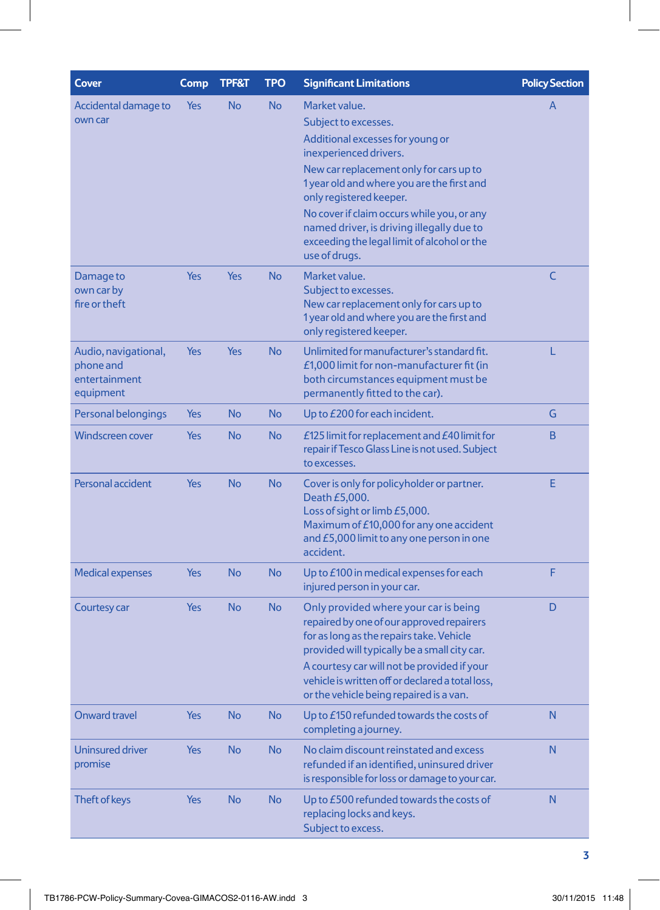| Cover | Comp | TPF&T | TPO | Significant Limitations | Policy Section |
|---|---|---|---|---|---|
| Accidental damage to own car | Yes | No | No | Market value.<br>Subject to excesses.<br>Additional excesses for young or inexperienced drivers.<br>New car replacement only for cars up to 1 year old and where you are the first and only registered keeper.<br>No cover if claim occurs while you, or any named driver, is driving illegally due to exceeding the legal limit of alcohol or the use of drugs. | A |
| Damage to own car by fire or theft | Yes | Yes | No | Market value.<br>Subject to excesses.<br>New car replacement only for cars up to 1 year old and where you are the first and only registered keeper. | C |
| Audio, navigational, phone and entertainment equipment | Yes | Yes | No | Unlimited for manufacturer's standard fit. £1,000 limit for non-manufacturer fit (in both circumstances equipment must be permanently fitted to the car). | L |
| Personal belongings | Yes | No | No | Up to £200 for each incident. | G |
| Windscreen cover | Yes | No | No | £125 limit for replacement and £40 limit for repair if Tesco Glass Line is not used. Subject to excesses. | B |
| Personal accident | Yes | No | No | Cover is only for policyholder or partner.<br>Death £5,000.<br>Loss of sight or limb £5,000.<br>Maximum of £10,000 for any one accident and £5,000 limit to any one person in one accident. | E |
| Medical expenses | Yes | No | No | Up to £100 in medical expenses for each injured person in your car. | F |
| Courtesy car | Yes | No | No | Only provided where your car is being repaired by one of our approved repairers for as long as the repairs take. Vehicle provided will typically be a small city car.<br>A courtesy car will not be provided if your vehicle is written off or declared a total loss, or the vehicle being repaired is a van. | D |
| Onward travel | Yes | No | No | Up to £150 refunded towards the costs of completing a journey. | N |
| Uninsured driver promise | Yes | No | No | No claim discount reinstated and excess refunded if an identified, uninsured driver is responsible for loss or damage to your car. | N |
| Theft of keys | Yes | No | No | Up to £500 refunded towards the costs of replacing locks and keys.<br>Subject to excess. | N |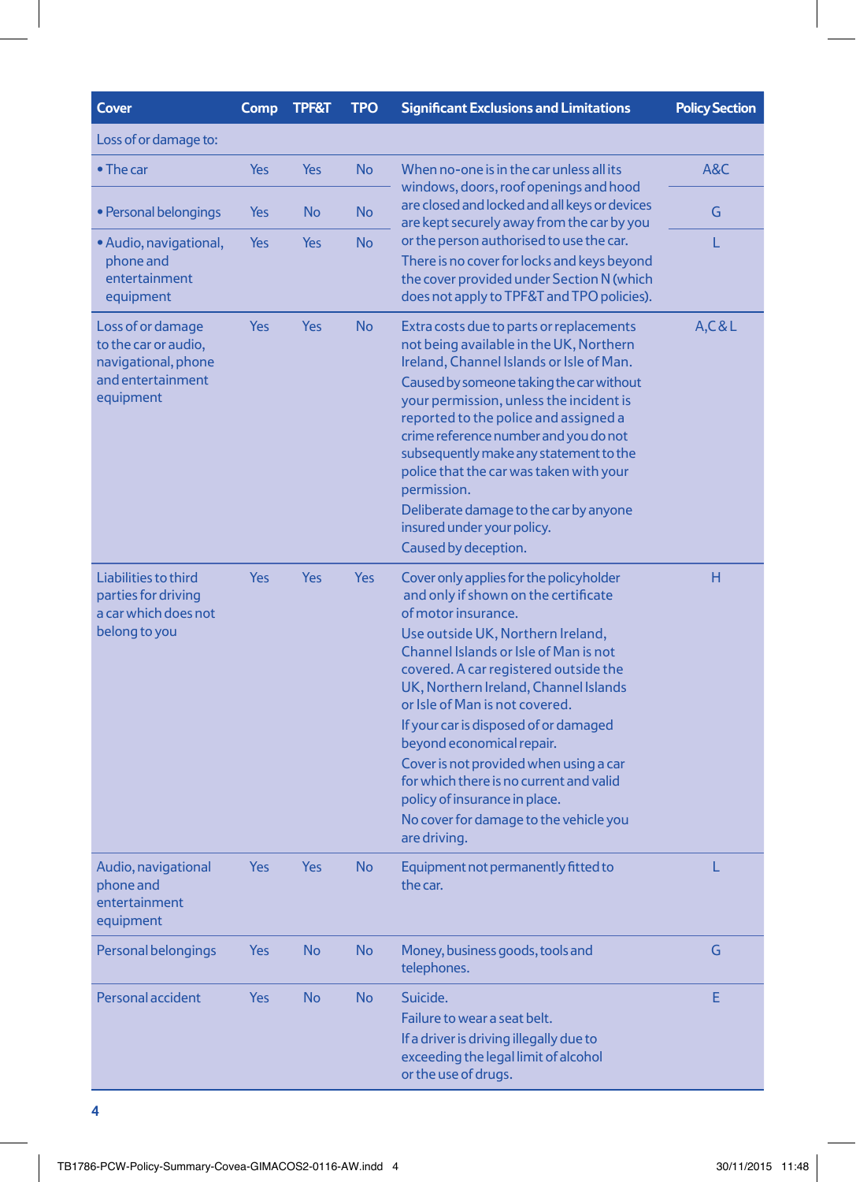| Cover | Comp | TPF&T | TPO | Significant Exclusions and Limitations | Policy Section |
|---|---|---|---|---|---|
| Loss of or damage to: | | | | | |
| • The car | Yes | Yes | No | When no-one is in the car unless all its windows, doors, roof openings and hood are closed and locked and all keys or devices are kept securely away from the car by you or the person authorised to use the car. There is no cover for locks and keys beyond the cover provided under Section N (which does not apply to TPF&T and TPO policies). | A&C |
| • Personal belongings | Yes | No | No | | G |
| • Audio, navigational, phone and entertainment equipment | Yes | Yes | No | | L |
| Loss of or damage to the car or audio, navigational, phone and entertainment equipment | Yes | Yes | No | Extra costs due to parts or replacements not being available in the UK, Northern Ireland, Channel Islands or Isle of Man. Caused by someone taking the car without your permission, unless the incident is reported to the police and assigned a crime reference number and you do not subsequently make any statement to the police that the car was taken with your permission. Deliberate damage to the car by anyone insured under your policy. Caused by deception. | A,C & L |
| Liabilities to third parties for driving a car which does not belong to you | Yes | Yes | Yes | Cover only applies for the policyholder and only if shown on the certificate of motor insurance. Use outside UK, Northern Ireland, Channel Islands or Isle of Man is not covered. A car registered outside the UK, Northern Ireland, Channel Islands or Isle of Man is not covered. If your car is disposed of or damaged beyond economical repair. Cover is not provided when using a car for which there is no current and valid policy of insurance in place. No cover for damage to the vehicle you are driving. | H |
| Audio, navigational phone and entertainment equipment | Yes | Yes | No | Equipment not permanently fitted to the car. | L |
| Personal belongings | Yes | No | No | Money, business goods, tools and telephones. | G |
| Personal accident | Yes | No | No | Suicide. Failure to wear a seat belt. If a driver is driving illegally due to exceeding the legal limit of alcohol or the use of drugs. | E |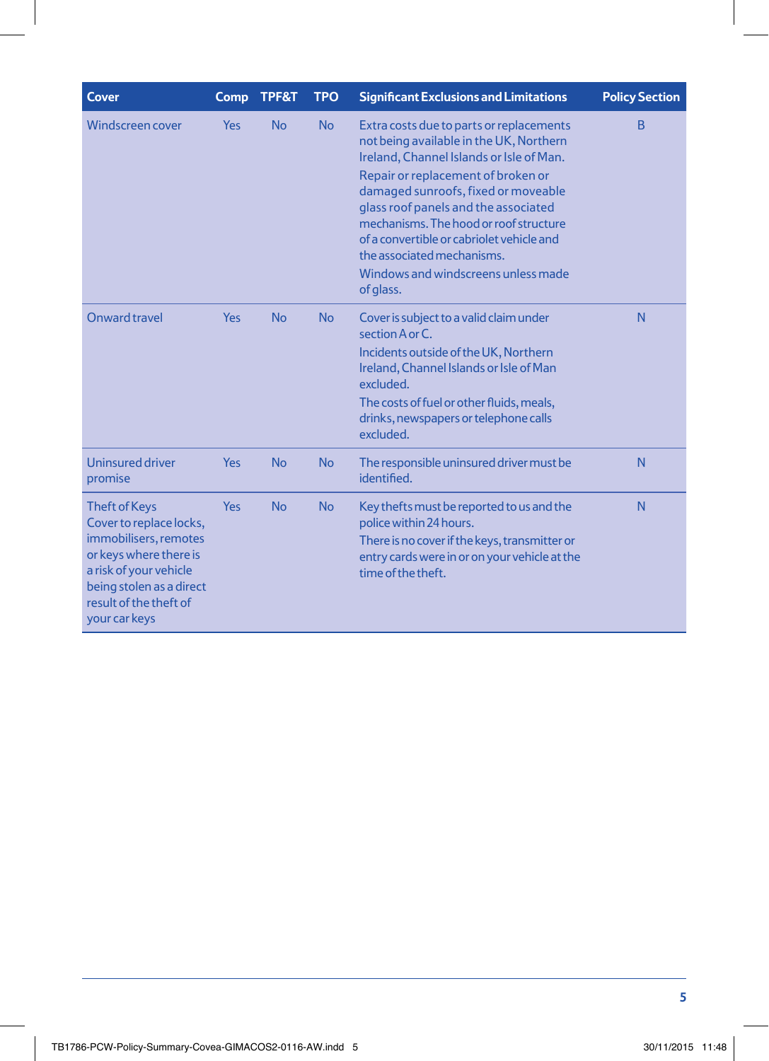| Cover | Comp | TPF&T | TPO | Significant Exclusions and Limitations | Policy Section |
|---|---|---|---|---|---|
| Windscreen cover | Yes | No | No | Extra costs due to parts or replacements not being available in the UK, Northern Ireland, Channel Islands or Isle of Man.<br>Repair or replacement of broken or damaged sunroofs, fixed or moveable glass roof panels and the associated mechanisms. The hood or roof structure of a convertible or cabriolet vehicle and the associated mechanisms.<br>Windows and windscreens unless made of glass. | B |
| Onward travel | Yes | No | No | Cover is subject to a valid claim under section A or C.<br>Incidents outside of the UK, Northern Ireland, Channel Islands or Isle of Man excluded.<br>The costs of fuel or other fluids, meals, drinks, newspapers or telephone calls excluded. | N |
| Uninsured driver promise | Yes | No | No | The responsible uninsured driver must be identified. | N |
| Theft of Keys<br>Cover to replace locks, immobilisers, remotes or keys where there is a risk of your vehicle being stolen as a direct result of the theft of your car keys | Yes | No | No | Key thefts must be reported to us and the police within 24 hours.<br>There is no cover if the keys, transmitter or entry cards were in or on your vehicle at the time of the theft. | N |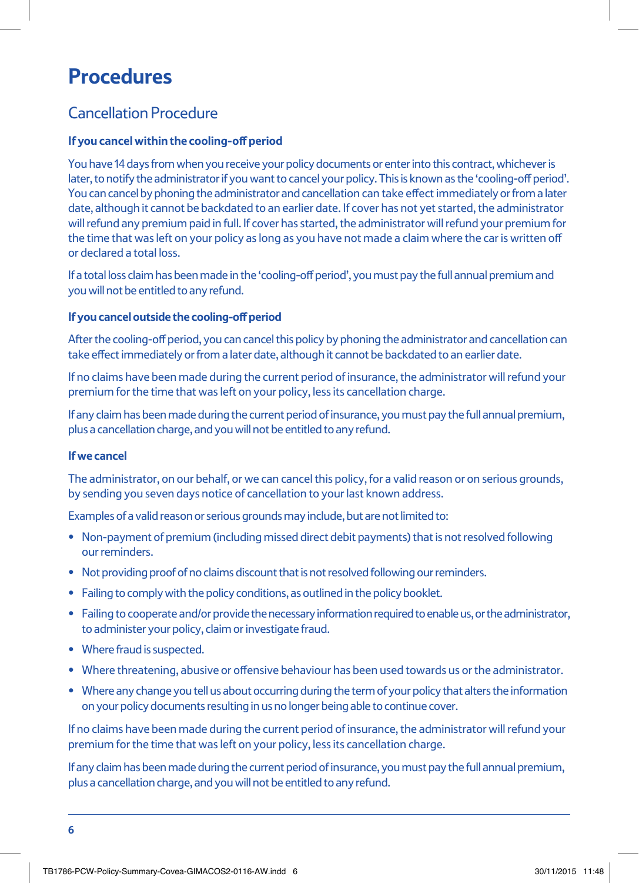# Procedures

## Cancellation Procedure

### If you cancel within the cooling-off period

You have 14 days from when you receive your policy documents or enter into this contract, whichever is later, to notify the administrator if you want to cancel your policy. This is known as the 'cooling-off period'. You can cancel by phoning the administrator and cancellation can take effect immediately or from a later date, although it cannot be backdated to an earlier date. If cover has not yet started, the administrator will refund any premium paid in full. If cover has started, the administrator will refund your premium for the time that was left on your policy as long as you have not made a claim where the car is written off or declared a total loss.

If a total loss claim has been made in the 'cooling-off period', you must pay the full annual premium and you will not be entitled to any refund.

### If you cancel outside the cooling-off period

After the cooling-off period, you can cancel this policy by phoning the administrator and cancellation can take effect immediately or from a later date, although it cannot be backdated to an earlier date.

If no claims have been made during the current period of insurance, the administrator will refund your premium for the time that was left on your policy, less its cancellation charge.

If any claim has been made during the current period of insurance, you must pay the full annual premium, plus a cancellation charge, and you will not be entitled to any refund.

### If we cancel

The administrator, on our behalf, or we can cancel this policy, for a valid reason or on serious grounds, by sending you seven days notice of cancellation to your last known address.

Examples of a valid reason or serious grounds may include, but are not limited to:

- Non-payment of premium (including missed direct debit payments) that is not resolved following our reminders.
- Not providing proof of no claims discount that is not resolved following our reminders.
- Failing to comply with the policy conditions, as outlined in the policy booklet.
- Failing to cooperate and/or provide the necessary information required to enable us, or the administrator, to administer your policy, claim or investigate fraud.
- Where fraud is suspected.
- Where threatening, abusive or offensive behaviour has been used towards us or the administrator.
- Where any change you tell us about occurring during the term of your policy that alters the information on your policy documents resulting in us no longer being able to continue cover.

If no claims have been made during the current period of insurance, the administrator will refund your premium for the time that was left on your policy, less its cancellation charge.

If any claim has been made during the current period of insurance, you must pay the full annual premium, plus a cancellation charge, and you will not be entitled to any refund.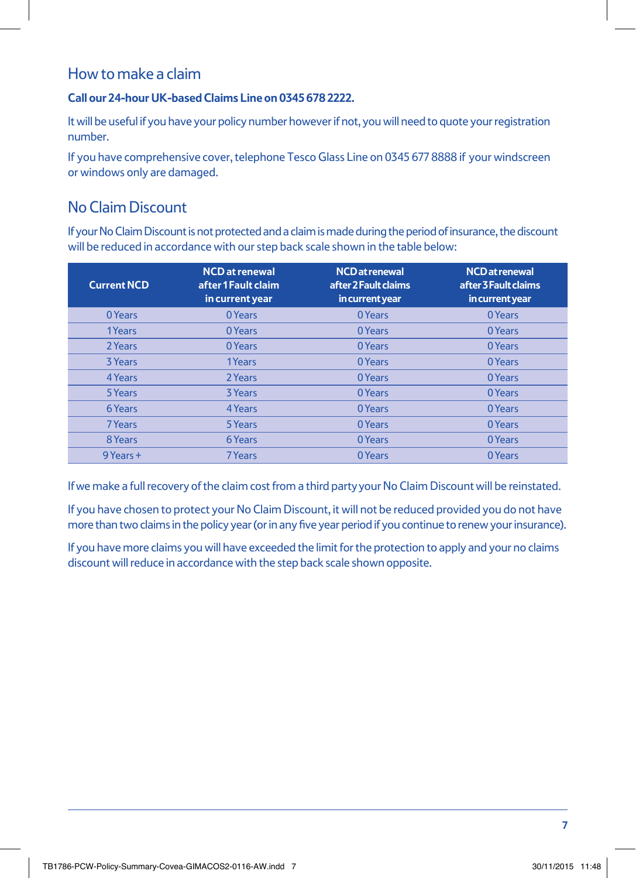## How to make a claim

**Call our 24-hour UK-based Claims Line on 0345 678 2222.**

It will be useful if you have your policy number however if not, you will need to quote your registration number.

If you have comprehensive cover, telephone Tesco Glass Line on 0345 677 8888 if your windscreen or windows only are damaged.

## No Claim Discount

If your No Claim Discount is not protected and a claim is made during the period of insurance, the discount will be reduced in accordance with our step back scale shown in the table below:

| Current NCD | NCD at renewal after 1 Fault claim in current year | NCD at renewal after 2 Fault claims in current year | NCD at renewal after 3 Fault claims in current year |
|---|---|---|---|
| 0 Years | 0 Years | 0 Years | 0 Years |
| 1 Years | 0 Years | 0 Years | 0 Years |
| 2 Years | 0 Years | 0 Years | 0 Years |
| 3 Years | 1 Years | 0 Years | 0 Years |
| 4 Years | 2 Years | 0 Years | 0 Years |
| 5 Years | 3 Years | 0 Years | 0 Years |
| 6 Years | 4 Years | 0 Years | 0 Years |
| 7 Years | 5 Years | 0 Years | 0 Years |
| 8 Years | 6 Years | 0 Years | 0 Years |
| 9 Years + | 7 Years | 0 Years | 0 Years |

If we make a full recovery of the claim cost from a third party your No Claim Discount will be reinstated.

If you have chosen to protect your No Claim Discount, it will not be reduced provided you do not have more than two claims in the policy year (or in any five year period if you continue to renew your insurance).

If you have more claims you will have exceeded the limit for the protection to apply and your no claims discount will reduce in accordance with the step back scale shown opposite.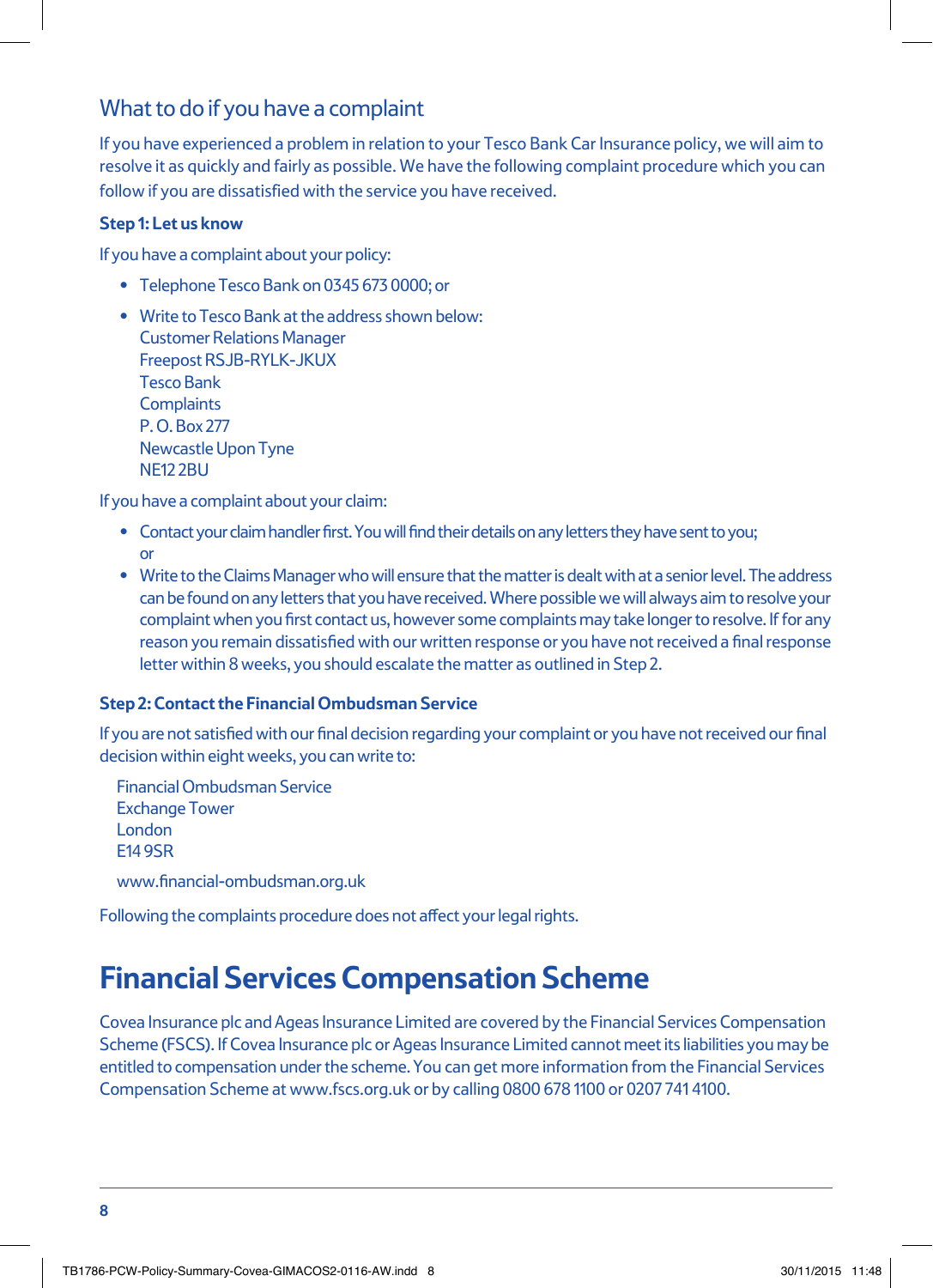## What to do if you have a complaint

If you have experienced a problem in relation to your Tesco Bank Car Insurance policy, we will aim to resolve it as quickly and fairly as possible. We have the following complaint procedure which you can follow if you are dissatisfied with the service you have received.

**Step 1: Let us know**

If you have a complaint about your policy:

- Telephone Tesco Bank on 0345 673 0000; or
- Write to Tesco Bank at the address shown below:  
  Customer Relations Manager  
  Freepost RSJB-RYLK-JKUX  
  Tesco Bank  
  Complaints  
  P. O. Box 277  
  Newcastle Upon Tyne  
  NE12 2BU

If you have a complaint about your claim:

- Contact your claim handler first. You will find their details on any letters they have sent to you; or
- Write to the Claims Manager who will ensure that the matter is dealt with at a senior level. The address can be found on any letters that you have received. Where possible we will always aim to resolve your complaint when you first contact us, however some complaints may take longer to resolve. If for any reason you remain dissatisfied with our written response or you have not received a final response letter within 8 weeks, you should escalate the matter as outlined in Step 2.

**Step 2: Contact the Financial Ombudsman Service**

If you are not satisfied with our final decision regarding your complaint or you have not received our final decision within eight weeks, you can write to:

Financial Ombudsman Service  
Exchange Tower  
London  
E14 9SR

www.financial-ombudsman.org.uk

Following the complaints procedure does not affect your legal rights.

# Financial Services Compensation Scheme

Covea Insurance plc and Ageas Insurance Limited are covered by the Financial Services Compensation Scheme (FSCS). If Covea Insurance plc or Ageas Insurance Limited cannot meet its liabilities you may be entitled to compensation under the scheme. You can get more information from the Financial Services Compensation Scheme at www.fscs.org.uk or by calling 0800 678 1100 or 0207 741 4100.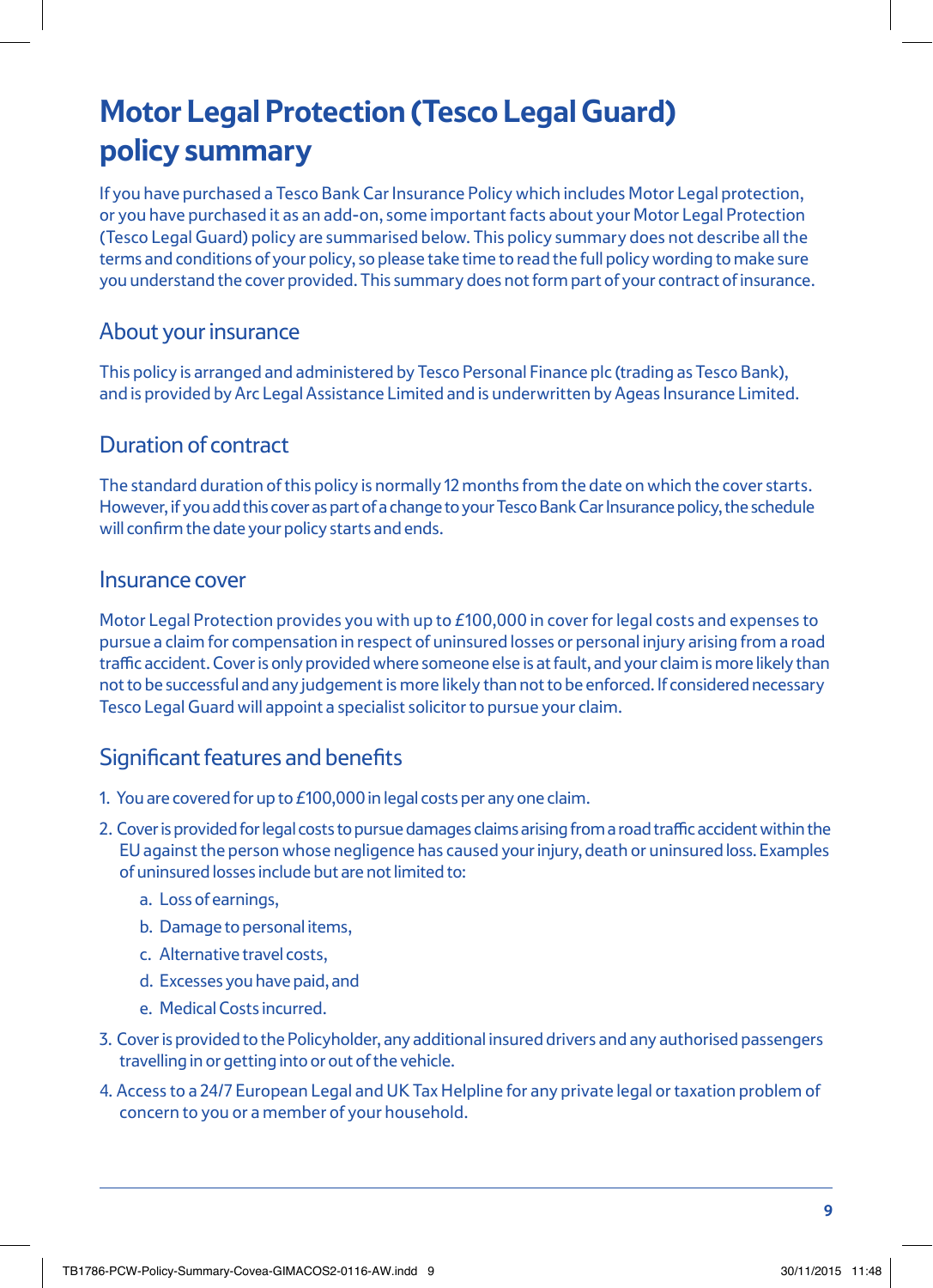# Motor Legal Protection (Tesco Legal Guard) policy summary

If you have purchased a Tesco Bank Car Insurance Policy which includes Motor Legal protection, or you have purchased it as an add-on, some important facts about your Motor Legal Protection (Tesco Legal Guard) policy are summarised below. This policy summary does not describe all the terms and conditions of your policy, so please take time to read the full policy wording to make sure you understand the cover provided. This summary does not form part of your contract of insurance.

## About your insurance

This policy is arranged and administered by Tesco Personal Finance plc (trading as Tesco Bank), and is provided by Arc Legal Assistance Limited and is underwritten by Ageas Insurance Limited.

## Duration of contract

The standard duration of this policy is normally 12 months from the date on which the cover starts. However, if you add this cover as part of a change to your Tesco Bank Car Insurance policy, the schedule will confirm the date your policy starts and ends.

## Insurance cover

Motor Legal Protection provides you with up to £100,000 in cover for legal costs and expenses to pursue a claim for compensation in respect of uninsured losses or personal injury arising from a road traffic accident. Cover is only provided where someone else is at fault, and your claim is more likely than not to be successful and any judgement is more likely than not to be enforced. If considered necessary Tesco Legal Guard will appoint a specialist solicitor to pursue your claim.

## Significant features and benefits

1. You are covered for up to £100,000 in legal costs per any one claim.
2. Cover is provided for legal costs to pursue damages claims arising from a road traffic accident within the EU against the person whose negligence has caused your injury, death or uninsured loss. Examples of uninsured losses include but are not limited to:
   a. Loss of earnings,
   b. Damage to personal items,
   c. Alternative travel costs,
   d. Excesses you have paid, and
   e. Medical Costs incurred.
3. Cover is provided to the Policyholder, any additional insured drivers and any authorised passengers travelling in or getting into or out of the vehicle.
4. Access to a 24/7 European Legal and UK Tax Helpline for any private legal or taxation problem of concern to you or a member of your household.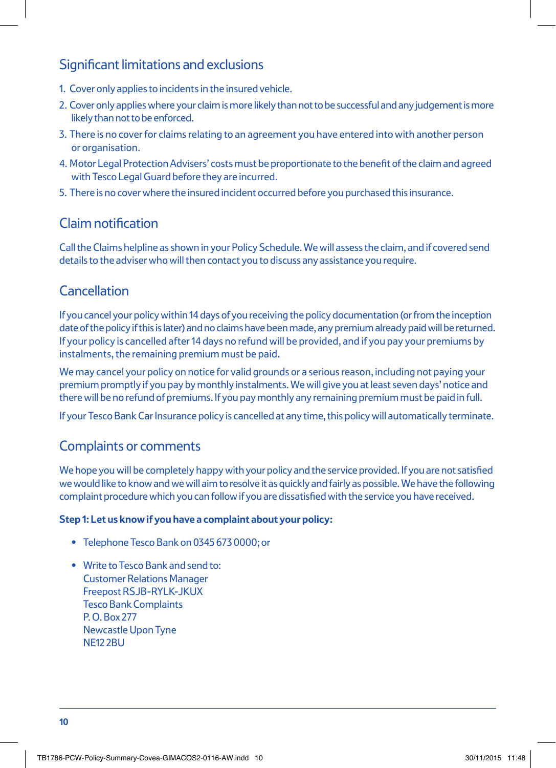## Significant limitations and exclusions

1. Cover only applies to incidents in the insured vehicle.
2. Cover only applies where your claim is more likely than not to be successful and any judgement is more likely than not to be enforced.
3. There is no cover for claims relating to an agreement you have entered into with another person or organisation.
4. Motor Legal Protection Advisers' costs must be proportionate to the benefit of the claim and agreed with Tesco Legal Guard before they are incurred.
5. There is no cover where the insured incident occurred before you purchased this insurance.

## Claim notification

Call the Claims helpline as shown in your Policy Schedule. We will assess the claim, and if covered send details to the adviser who will then contact you to discuss any assistance you require.

## Cancellation

If you cancel your policy within 14 days of you receiving the policy documentation (or from the inception date of the policy if this is later) and no claims have been made, any premium already paid will be returned. If your policy is cancelled after 14 days no refund will be provided, and if you pay your premiums by instalments, the remaining premium must be paid.

We may cancel your policy on notice for valid grounds or a serious reason, including not paying your premium promptly if you pay by monthly instalments. We will give you at least seven days' notice and there will be no refund of premiums. If you pay monthly any remaining premium must be paid in full.

If your Tesco Bank Car Insurance policy is cancelled at any time, this policy will automatically terminate.

## Complaints or comments

We hope you will be completely happy with your policy and the service provided. If you are not satisfied we would like to know and we will aim to resolve it as quickly and fairly as possible. We have the following complaint procedure which you can follow if you are dissatisfied with the service you have received.

**Step 1: Let us know if you have a complaint about your policy:**

- Telephone Tesco Bank on 0345 673 0000; or
- Write to Tesco Bank and send to:
  Customer Relations Manager
  Freepost RSJB-RYLK-JKUX
  Tesco Bank Complaints
  P. O. Box 277
  Newcastle Upon Tyne
  NE12 2BU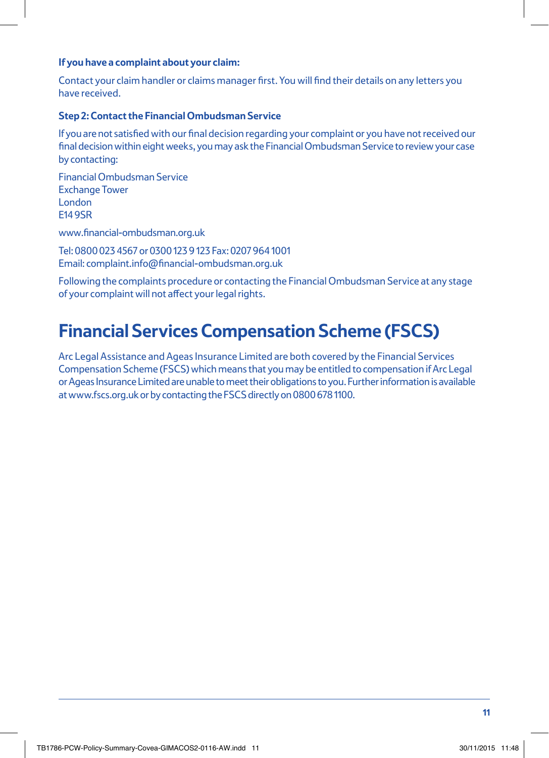**If you have a complaint about your claim:**

Contact your claim handler or claims manager first. You will find their details on any letters you have received.

**Step 2: Contact the Financial Ombudsman Service**

If you are not satisfied with our final decision regarding your complaint or you have not received our final decision within eight weeks, you may ask the Financial Ombudsman Service to review your case by contacting:

Financial Ombudsman Service
Exchange Tower
London
E14 9SR

www.financial-ombudsman.org.uk

Tel: 0800 023 4567 or 0300 123 9 123 Fax: 0207 964 1001
Email: complaint.info@financial-ombudsman.org.uk

Following the complaints procedure or contacting the Financial Ombudsman Service at any stage of your complaint will not affect your legal rights.

# Financial Services Compensation Scheme (FSCS)

Arc Legal Assistance and Ageas Insurance Limited are both covered by the Financial Services Compensation Scheme (FSCS) which means that you may be entitled to compensation if Arc Legal or Ageas Insurance Limited are unable to meet their obligations to you. Further information is available at www.fscs.org.uk or by contacting the FSCS directly on 0800 678 1100.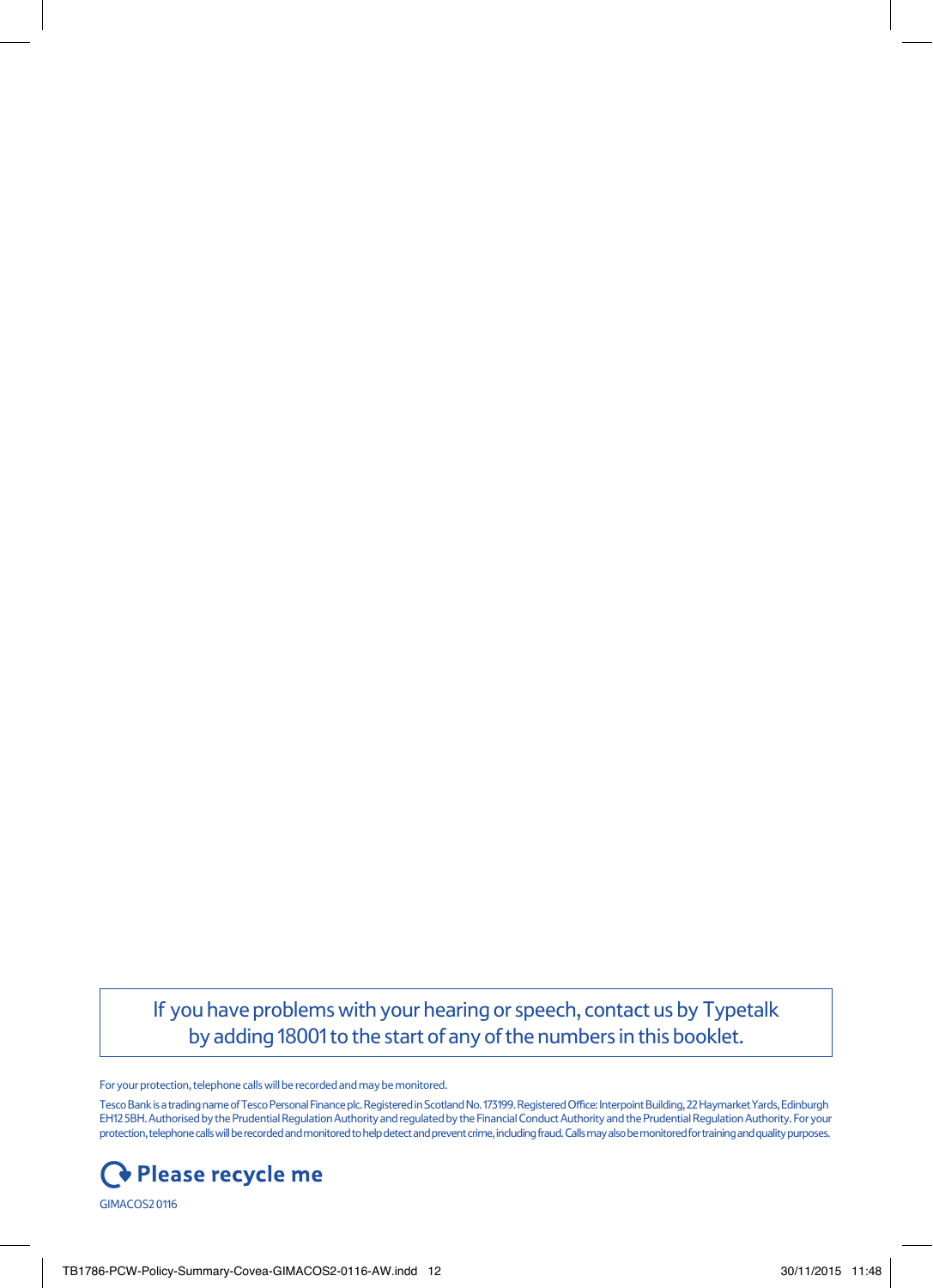If you have problems with your hearing or speech, contact us by Typetalk by adding 18001 to the start of any of the numbers in this booklet.

For your protection, telephone calls will be recorded and may be monitored.

Tesco Bank is a trading name of Tesco Personal Finance plc. Registered in Scotland No. 173199. Registered Office: Interpoint Building, 22 Haymarket Yards, Edinburgh EH12 5BH. Authorised by the Prudential Regulation Authority and regulated by the Financial Conduct Authority and the Prudential Regulation Authority. For your protection, telephone calls will be recorded and monitored to help detect and prevent crime, including fraud. Calls may also be monitored for training and quality purposes.

**Please recycle me**

GIMACOS2 0116